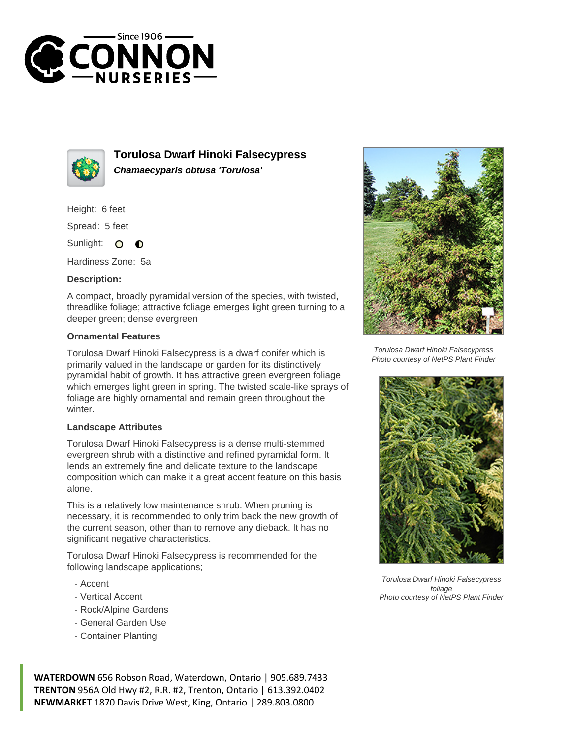# Torulosa Dwarf Hinoki Falsecypress

***Chamaecyparis obtusa 'Torulosa'***

Height: 6 feet

Spread: 5 feet

Sunlight:

Hardiness Zone: 5a

**Description:**

A compact, broadly pyramidal version of the species, with twisted, threadlike foliage; attractive foliage emerges light green turning to a deeper green; dense evergreen

### Ornamental Features

Torulosa Dwarf Hinoki Falsecypress is a dwarf conifer which is primarily valued in the landscape or garden for its distinctively pyramidal habit of growth. It has attractive green evergreen foliage which emerges light green in spring. The twisted scale-like sprays of foliage are highly ornamental and remain green throughout the winter.

### Landscape Attributes

Torulosa Dwarf Hinoki Falsecypress is a dense multi-stemmed evergreen shrub with a distinctive and refined pyramidal form. It lends an extremely fine and delicate texture to the landscape composition which can make it a great accent feature on this basis alone.

This is a relatively low maintenance shrub. When pruning is necessary, it is recommended to only trim back the new growth of the current season, other than to remove any dieback. It has no significant negative characteristics.

Torulosa Dwarf Hinoki Falsecypress is recommended for the following landscape applications;

- Accent
- Vertical Accent
- Rock/Alpine Gardens
- General Garden Use
- Container Planting

*Torulosa Dwarf Hinoki Falsecypress*
*Photo courtesy of NetPS Plant Finder*

*Torulosa Dwarf Hinoki Falsecypress foliage*
*Photo courtesy of NetPS Plant Finder*

**WATERDOWN** 656 Robson Road, Waterdown, Ontario | 905.689.7433
**TRENTON** 956A Old Hwy #2, R.R. #2, Trenton, Ontario | 613.392.0402
**NEWMARKET** 1870 Davis Drive West, King, Ontario | 289.803.0800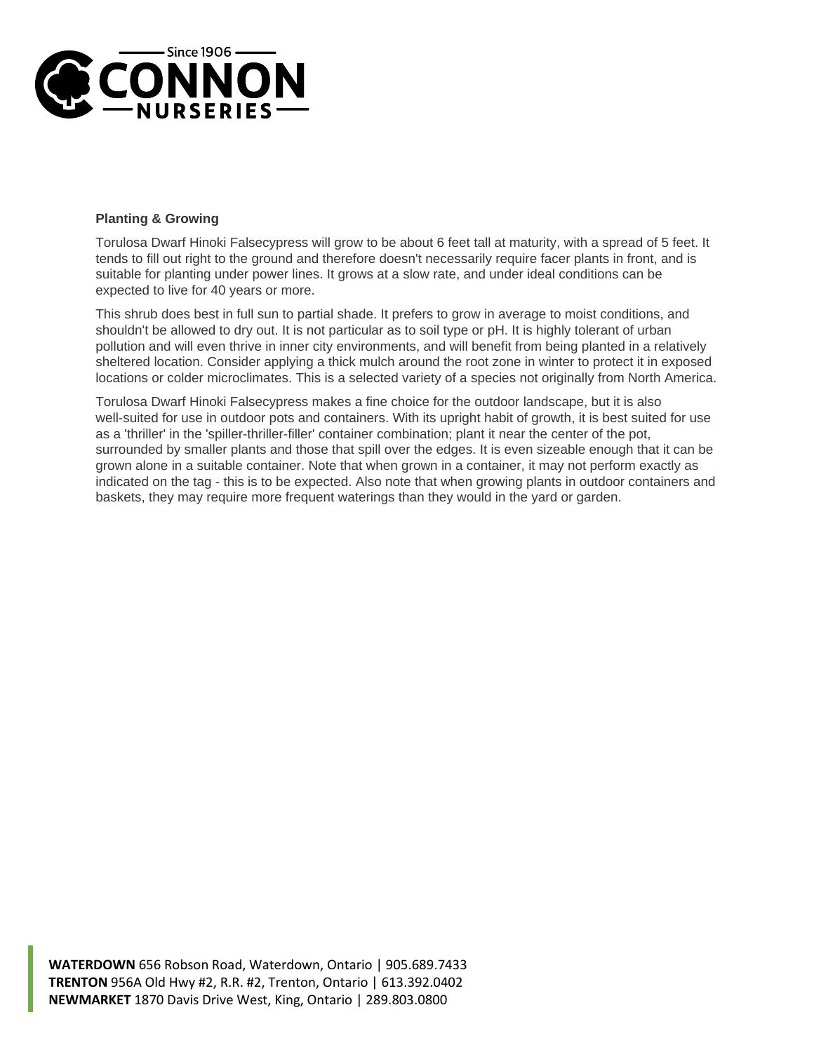### Planting & Growing

Torulosa Dwarf Hinoki Falsecypress will grow to be about 6 feet tall at maturity, with a spread of 5 feet. It tends to fill out right to the ground and therefore doesn't necessarily require facer plants in front, and is suitable for planting under power lines. It grows at a slow rate, and under ideal conditions can be expected to live for 40 years or more.

This shrub does best in full sun to partial shade. It prefers to grow in average to moist conditions, and shouldn't be allowed to dry out. It is not particular as to soil type or pH. It is highly tolerant of urban pollution and will even thrive in inner city environments, and will benefit from being planted in a relatively sheltered location. Consider applying a thick mulch around the root zone in winter to protect it in exposed locations or colder microclimates. This is a selected variety of a species not originally from North America.

Torulosa Dwarf Hinoki Falsecypress makes a fine choice for the outdoor landscape, but it is also well-suited for use in outdoor pots and containers. With its upright habit of growth, it is best suited for use as a 'thriller' in the 'spiller-thriller-filler' container combination; plant it near the center of the pot, surrounded by smaller plants and those that spill over the edges. It is even sizeable enough that it can be grown alone in a suitable container. Note that when grown in a container, it may not perform exactly as indicated on the tag - this is to be expected. Also note that when growing plants in outdoor containers and baskets, they may require more frequent waterings than they would in the yard or garden.

**WATERDOWN** 656 Robson Road, Waterdown, Ontario | 905.689.7433
**TRENTON** 956A Old Hwy #2, R.R. #2, Trenton, Ontario | 613.392.0402
**NEWMARKET** 1870 Davis Drive West, King, Ontario | 289.803.0800